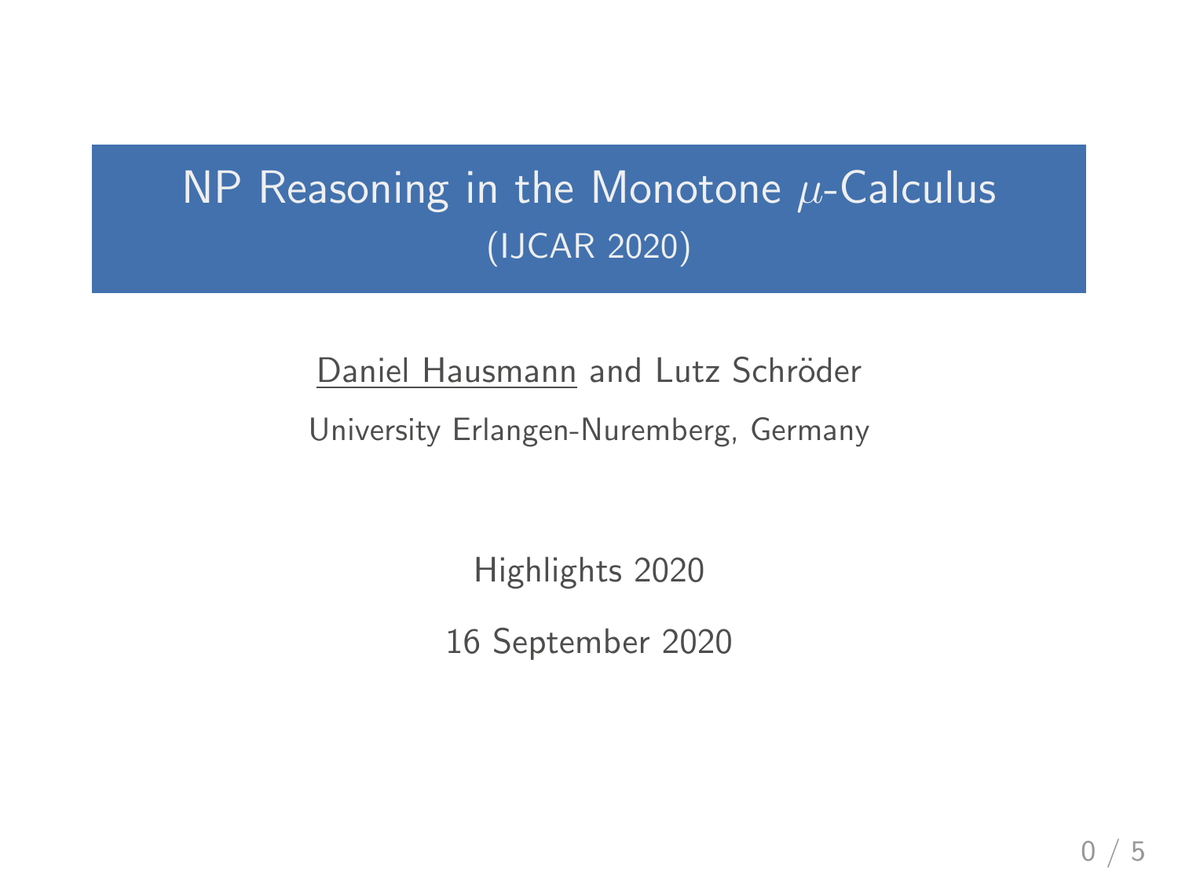# NP Reasoning in the Monotone $\mu$-Calculus

(IJCAR 2020)

Daniel Hausmann and Lutz Schröder

University Erlangen-Nuremberg, Germany

Highlights 2020

16 September 2020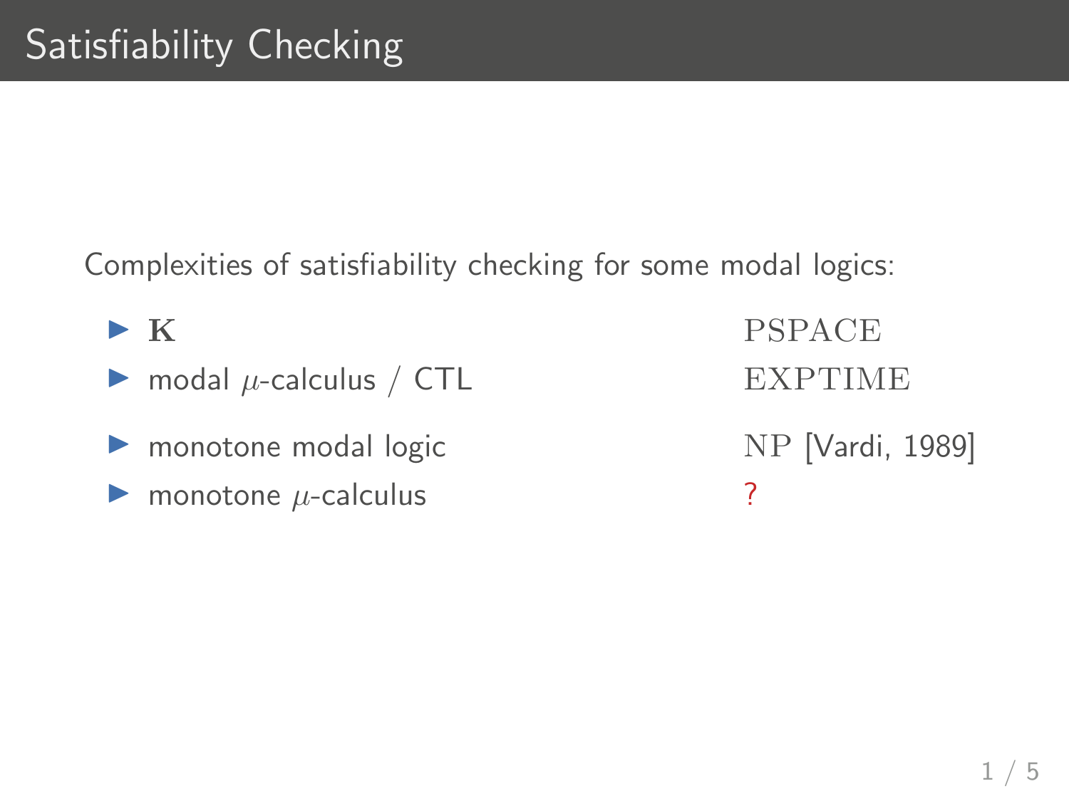# Satisfiability Checking

Complexities of satisfiability checking for some modal logics:

- $\mathbf{K}$ — PSPACE
- modal $\mu$-calculus / CTL — EXPTIME
- monotone modal logic — NP [Vardi, 1989]
- monotone $\mu$-calculus — ?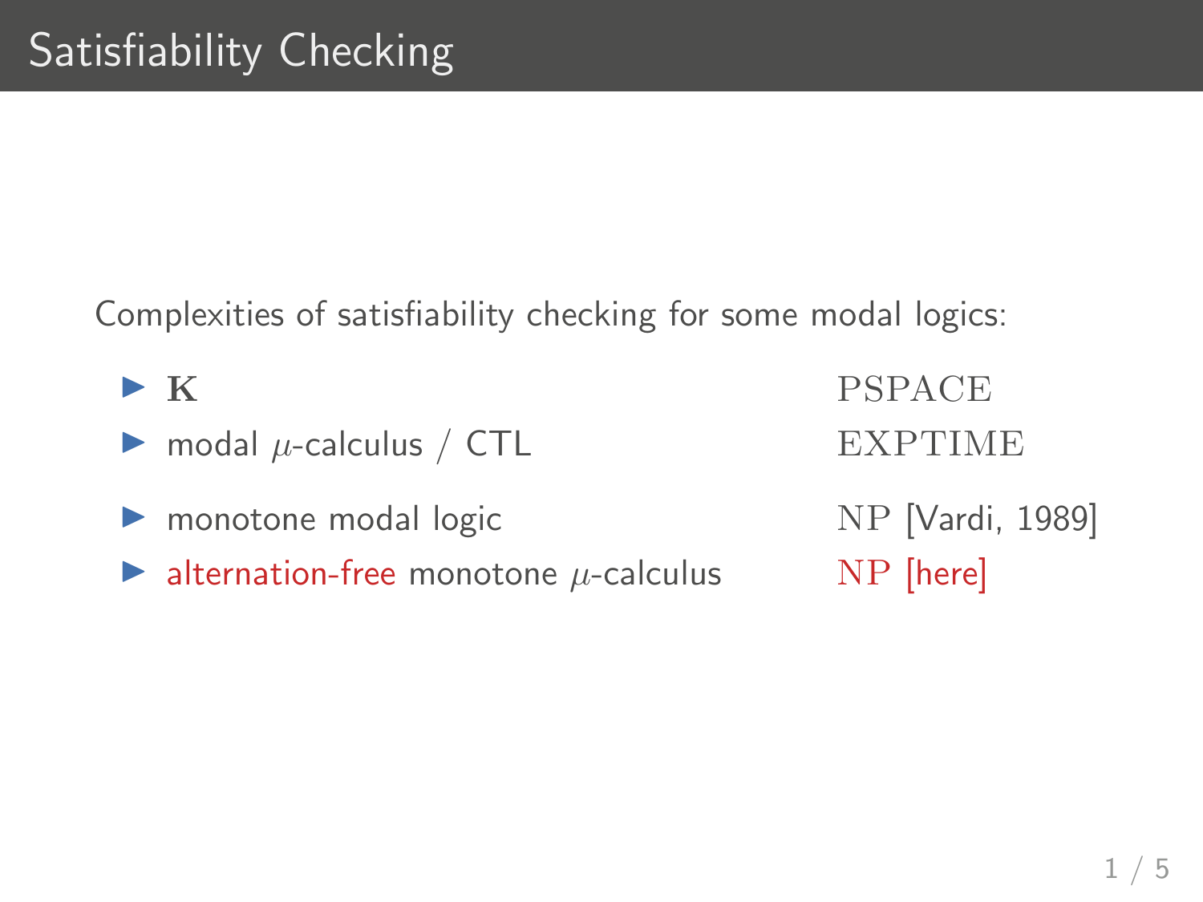# Satisfiability Checking

Complexities of satisfiability checking for some modal logics:

- **K** — PSPACE
- modal $\mu$-calculus / CTL — EXPTIME
- monotone modal logic — NP [Vardi, 1989]
- alternation-free monotone $\mu$-calculus — NP [here]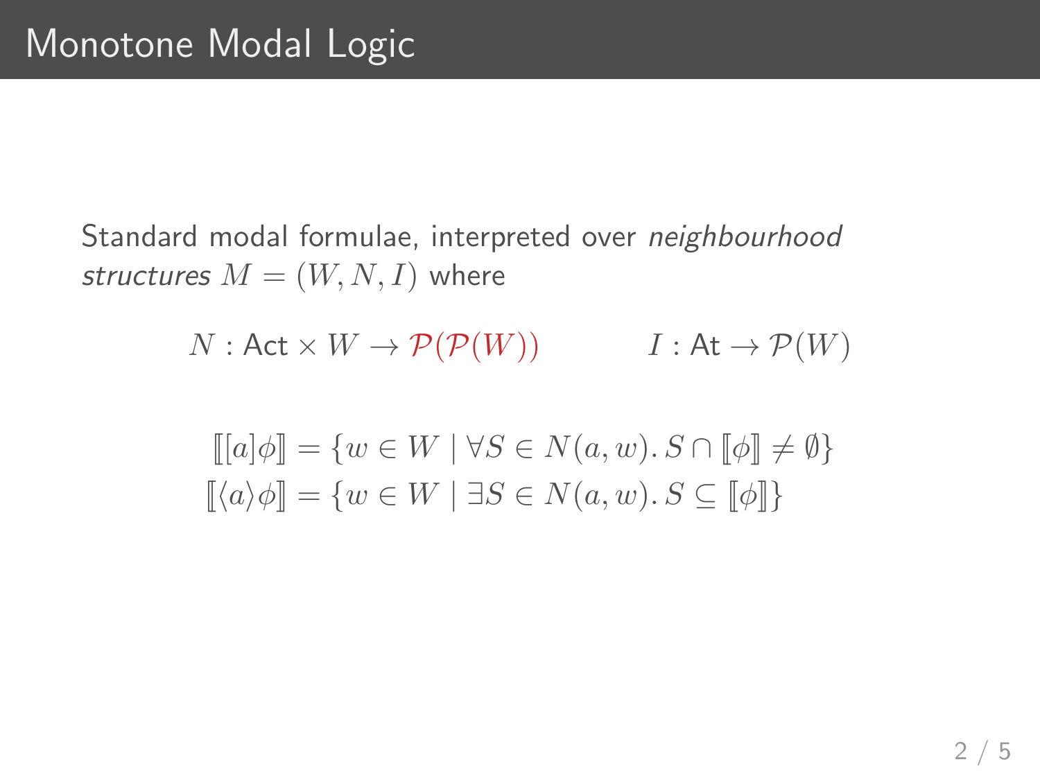# Monotone Modal Logic

Standard modal formulae, interpreted over *neighbourhood structures* $M = (W, N, I)$ where

$$N : \mathsf{Act} \times W \to \mathcal{P}(\mathcal{P}(W)) \qquad\qquad I : \mathsf{At} \to \mathcal{P}(W)$$

$$\llbracket [a]\phi \rrbracket = \{w \in W \mid \forall S \in N(a, w).\, S \cap \llbracket \phi \rrbracket \neq \emptyset\}$$
$$\llbracket \langle a \rangle \phi \rrbracket = \{w \in W \mid \exists S \in N(a, w).\, S \subseteq \llbracket \phi \rrbracket\}$$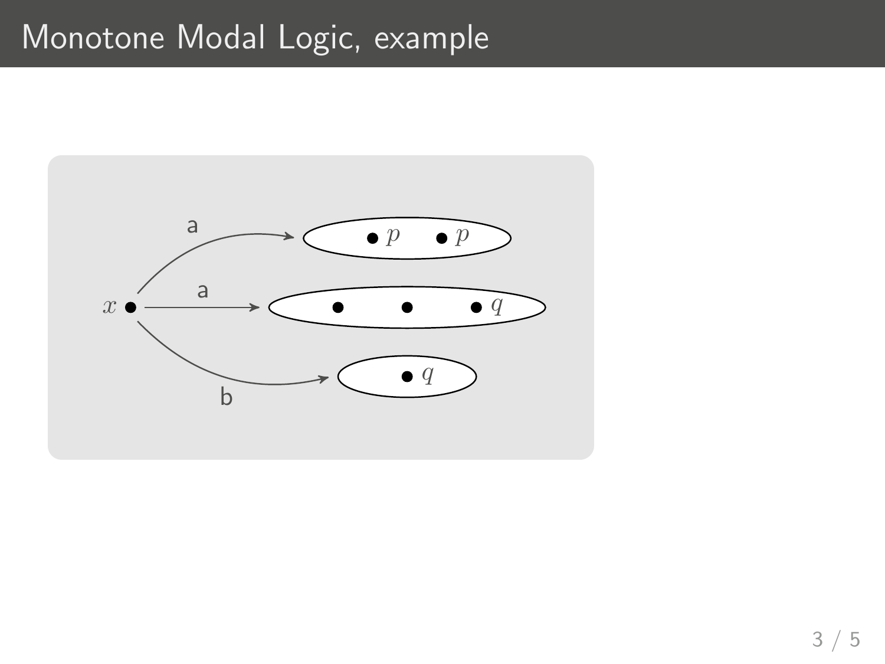# Monotone Modal Logic, example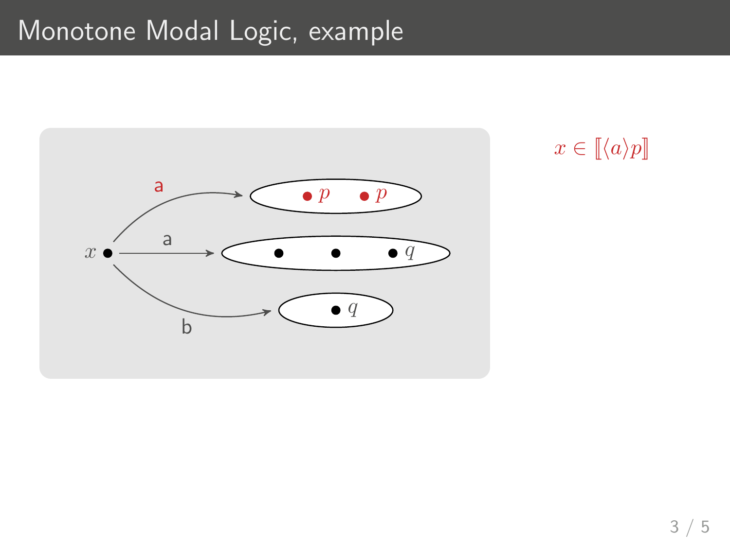# Monotone Modal Logic, example

$x \in [\![\langle a \rangle p]\!]$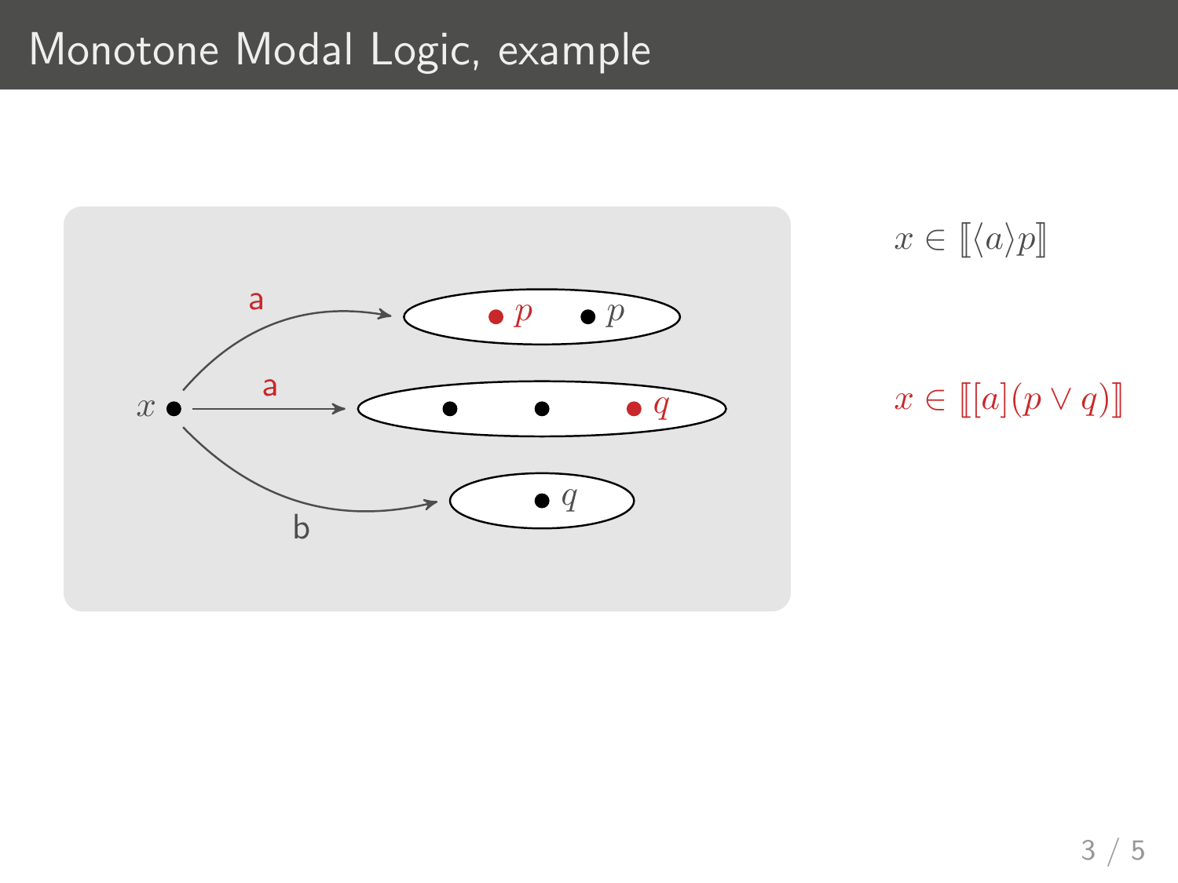# Monotone Modal Logic, example

$x \in [\![\langle a \rangle p]\!]$

$x \in [\![[a](p \vee q)]\!]$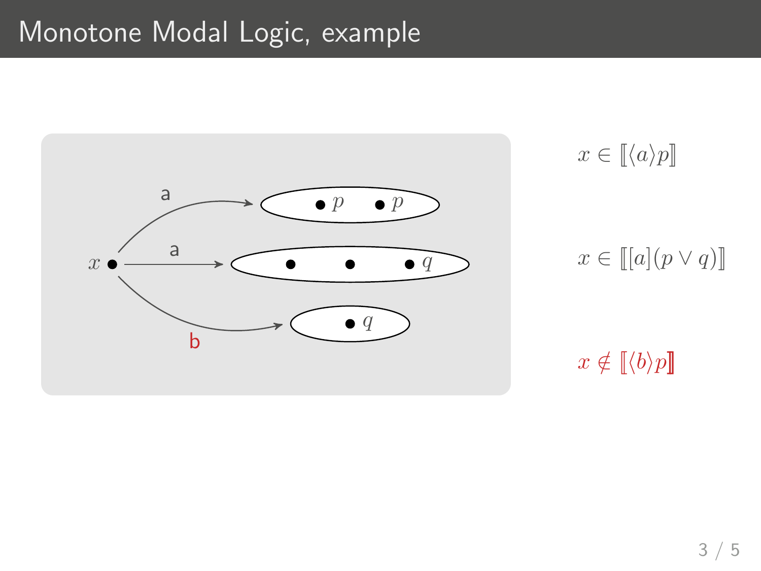# Monotone Modal Logic, example

$x \in [\![\langle a \rangle p]\!]$

$x \in [\![[a](p \vee q)]\!]$

$x \notin [\![\langle b \rangle p]\!]$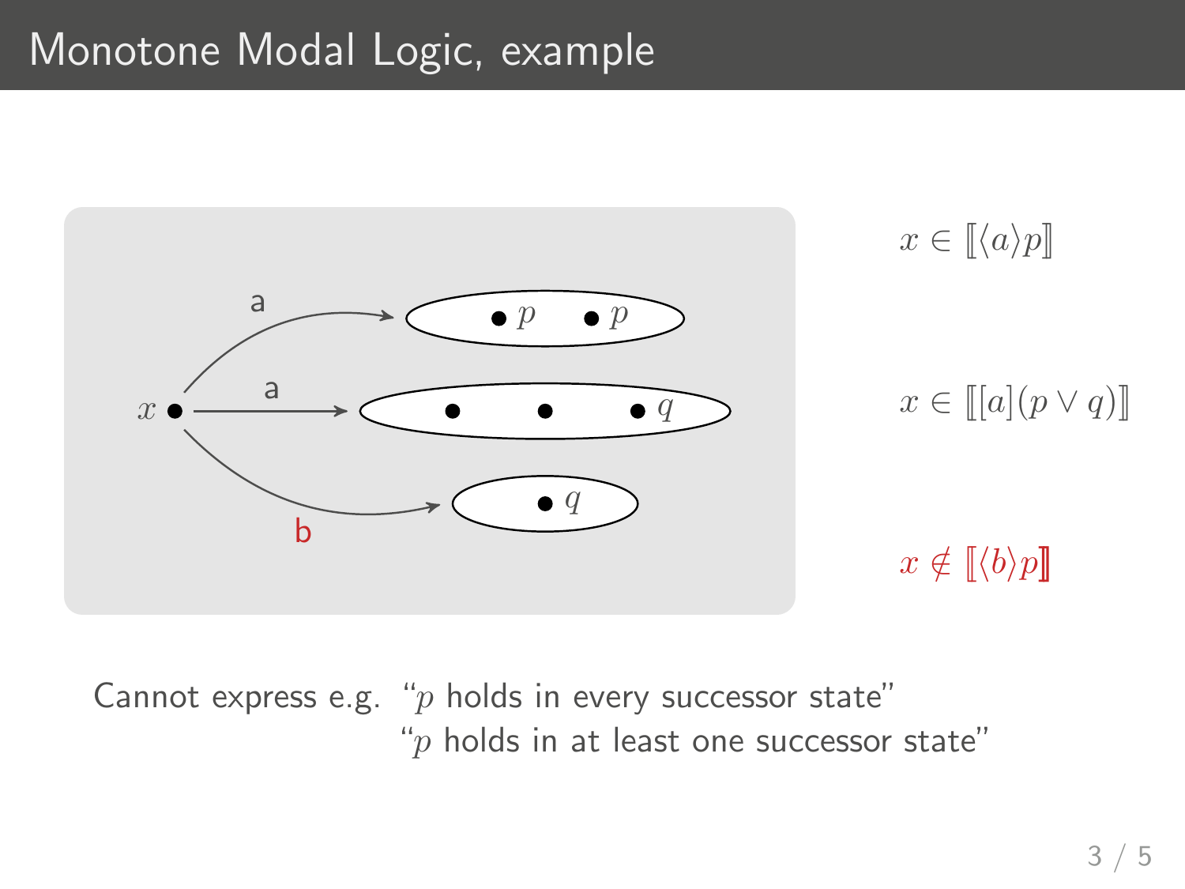# Monotone Modal Logic, example

$x \in [\![\langle a \rangle p]\!]$

$x \in [\![[a](p \vee q)]\!]$

$x \notin [\![\langle b \rangle p]\!]$

Cannot express e.g. "$p$ holds in every successor state"
"$p$ holds in at least one successor state"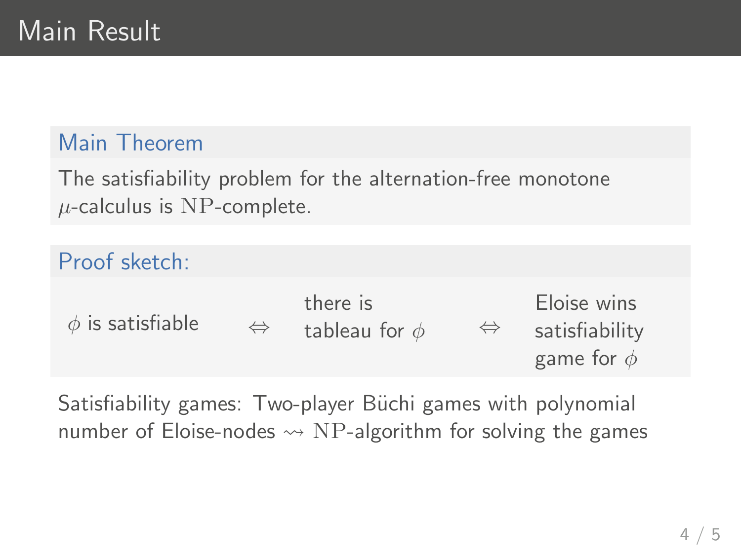# Main Result

### Main Theorem

The satisfiability problem for the alternation-free monotone $\mu$-calculus is $\mathrm{NP}$-complete.

### Proof sketch:

$\phi$ is satisfiable $\Leftrightarrow$ there is tableau for $\phi$ $\Leftrightarrow$ Eloise wins satisfiability game for $\phi$

Satisfiability games: Two-player Büchi games with polynomial number of Eloise-nodes $\rightsquigarrow$ $\mathrm{NP}$-algorithm for solving the games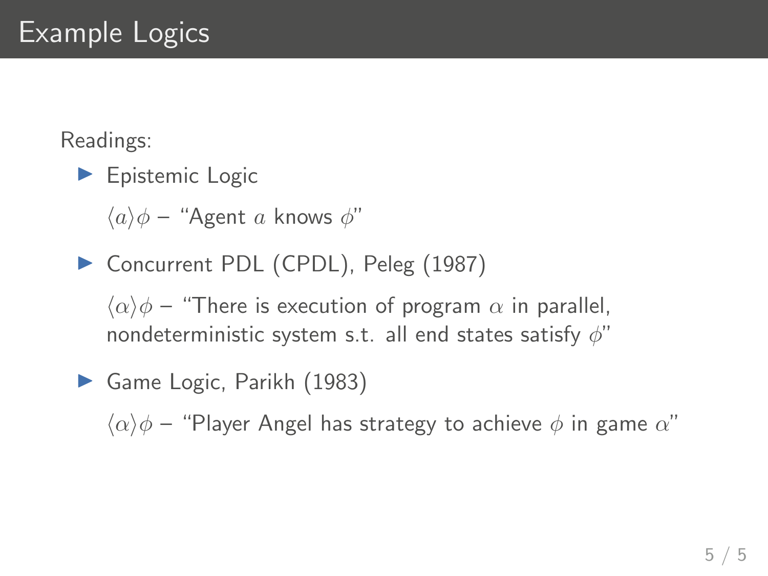# Example Logics

Readings:

- Epistemic Logic

  $\langle a \rangle \phi$ – "Agent $a$ knows $\phi$"

- Concurrent PDL (CPDL), Peleg (1987)

  $\langle \alpha \rangle \phi$ – "There is execution of program $\alpha$ in parallel, nondeterministic system s.t. all end states satisfy $\phi$"

- Game Logic, Parikh (1983)

  $\langle \alpha \rangle \phi$ – "Player Angel has strategy to achieve $\phi$ in game $\alpha$"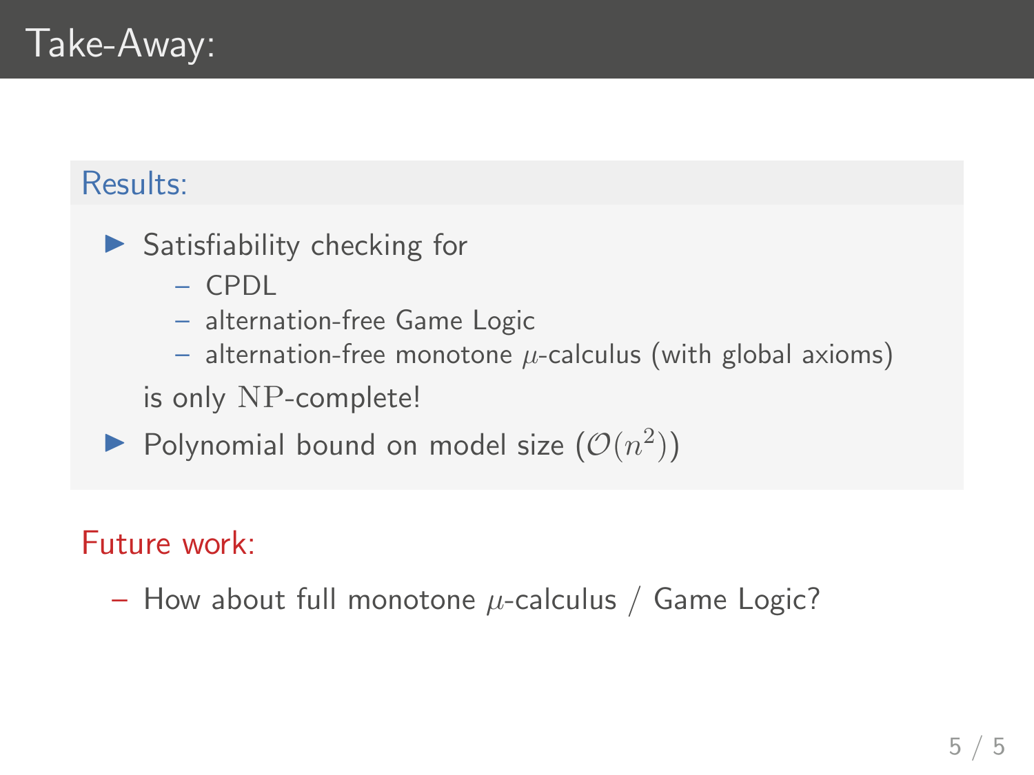# Take-Away:

## Results:

- Satisfiability checking for
  - CPDL
  - alternation-free Game Logic
  - alternation-free monotone $\mu$-calculus (with global axioms)

  is only $\mathrm{NP}$-complete!
- Polynomial bound on model size ($\mathcal{O}(n^2)$)

## Future work:

- How about full monotone $\mu$-calculus / Game Logic?